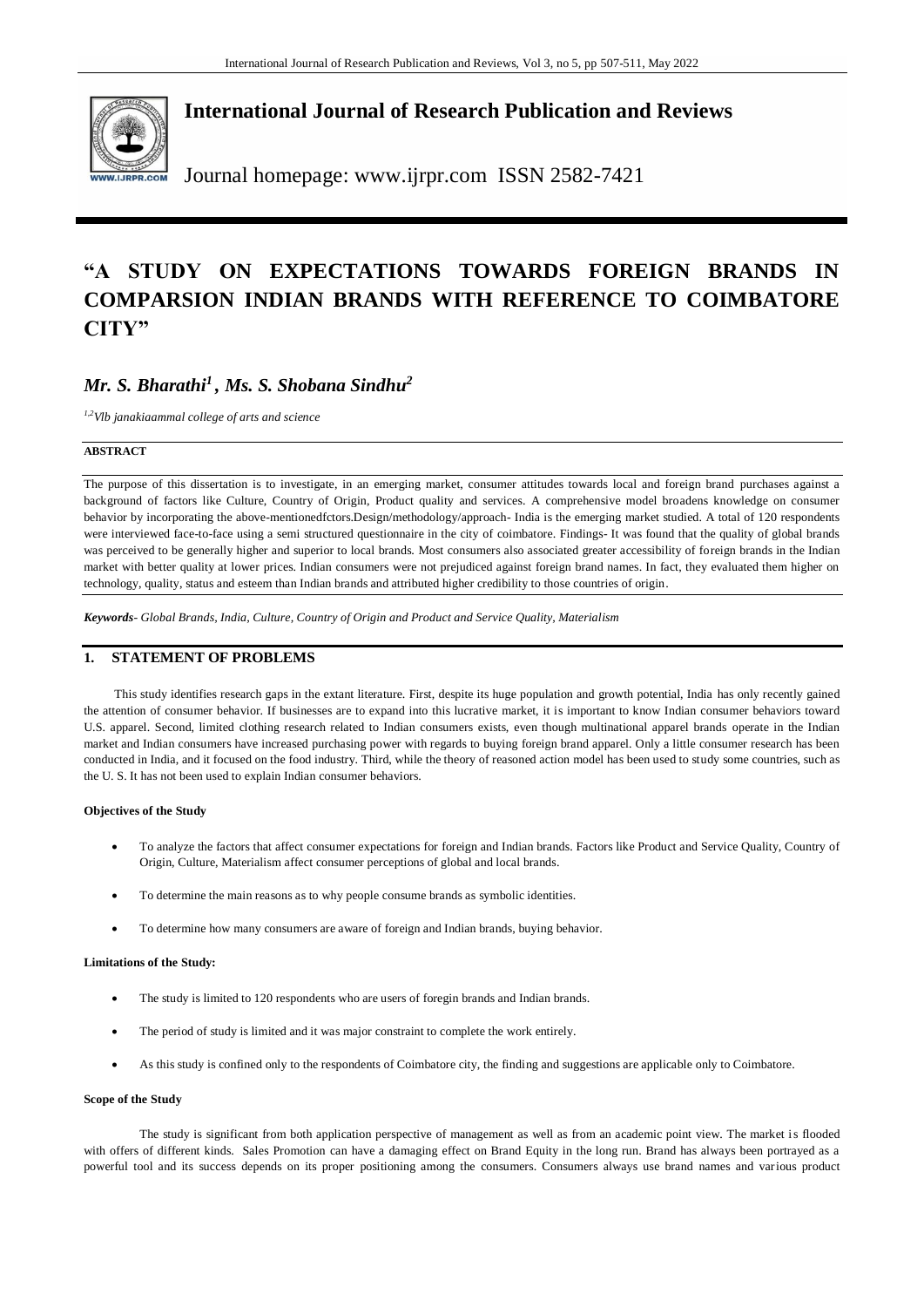# International Journal of Research Publication and Reviews

Journal homepage: www.ijrpr.com ISSN 2582-7421

# "A STUDY ON EXPECTATIONS TOWARDS FOREIGN BRANDS IN COMPARSION INDIAN BRANDS WITH REFERENCE TO COIMBATORE CITY"

## *Mr. S. Bharathi[1] , Ms. S. Shobana Sindhu[2]*

*[1,2]Vlb janakiaammal college of arts and science*

**ABSTRACT**

The purpose of this dissertation is to investigate, in an emerging market, consumer attitudes towards local and foreign brand purchases against a background of factors like Culture, Country of Origin, Product quality and services. A comprehensive model broadens knowledge on consumer behavior by incorporating the above-mentionedfctors.Design/methodology/approach- India is the emerging market studied. A total of 120 respondents were interviewed face-to-face using a semi structured questionnaire in the city of coimbatore. Findings- It was found that the quality of global brands was perceived to be generally higher and superior to local brands. Most consumers also associated greater accessibility of foreign brands in the Indian market with better quality at lower prices. Indian consumers were not prejudiced against foreign brand names. In fact, they evaluated them higher on technology, quality, status and esteem than Indian brands and attributed higher credibility to those countries of origin.

***Keywords****- Global Brands, India, Culture, Country of Origin and Product and Service Quality, Materialism*

## 1. STATEMENT OF PROBLEMS

This study identifies research gaps in the extant literature. First, despite its huge population and growth potential, India has only recently gained the attention of consumer behavior. If businesses are to expand into this lucrative market, it is important to know Indian consumer behaviors toward U.S. apparel. Second, limited clothing research related to Indian consumers exists, even though multinational apparel brands operate in the Indian market and Indian consumers have increased purchasing power with regards to buying foreign brand apparel. Only a little consumer research has been conducted in India, and it focused on the food industry. Third, while the theory of reasoned action model has been used to study some countries, such as the U. S. It has not been used to explain Indian consumer behaviors.

#### Objectives of the Study

- To analyze the factors that affect consumer expectations for foreign and Indian brands. Factors like Product and Service Quality, Country of Origin, Culture, Materialism affect consumer perceptions of global and local brands.
- To determine the main reasons as to why people consume brands as symbolic identities.
- To determine how many consumers are aware of foreign and Indian brands, buying behavior.

#### Limitations of the Study:

- The study is limited to 120 respondents who are users of foregin brands and Indian brands.
- The period of study is limited and it was major constraint to complete the work entirely.
- As this study is confined only to the respondents of Coimbatore city, the finding and suggestions are applicable only to Coimbatore.

#### Scope of the Study

The study is significant from both application perspective of management as well as from an academic point view. The market is flooded with offers of different kinds. Sales Promotion can have a damaging effect on Brand Equity in the long run. Brand has always been portrayed as a powerful tool and its success depends on its proper positioning among the consumers. Consumers always use brand names and various product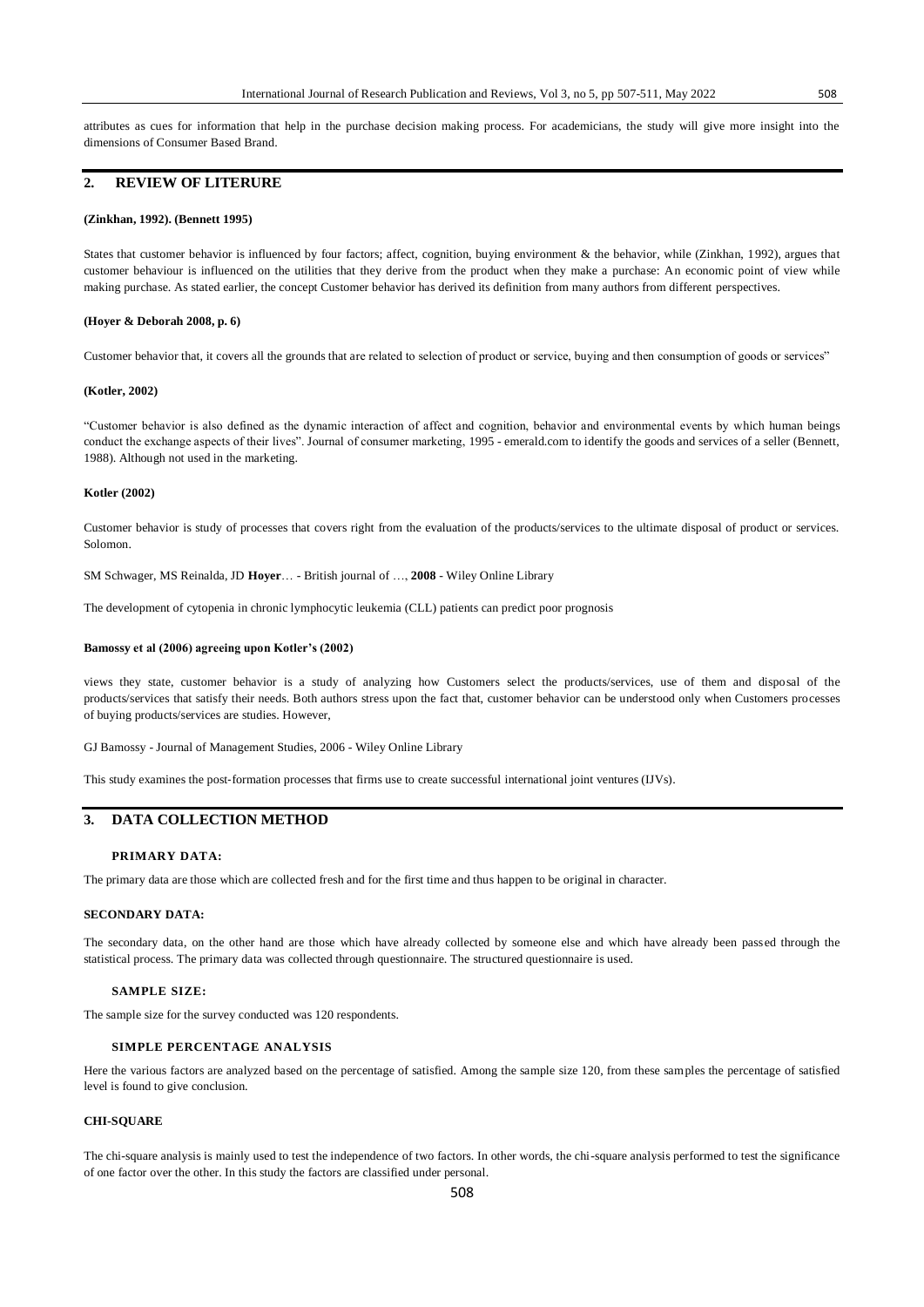attributes as cues for information that help in the purchase decision making process. For academicians, the study will give more insight into the dimensions of Consumer Based Brand.

## 2. REVIEW OF LITERURE

**(Zinkhan, 1992). (Bennett 1995)**

States that customer behavior is influenced by four factors; affect, cognition, buying environment & the behavior, while (Zinkhan, 1992), argues that customer behaviour is influenced on the utilities that they derive from the product when they make a purchase: An economic point of view while making purchase. As stated earlier, the concept Customer behavior has derived its definition from many authors from different perspectives.

**(Hoyer & Deborah 2008, p. 6)**

Customer behavior that, it covers all the grounds that are related to selection of product or service, buying and then consumption of goods or services"

**(Kotler, 2002)**

"Customer behavior is also defined as the dynamic interaction of affect and cognition, behavior and environmental events by which human beings conduct the exchange aspects of their lives". Journal of consumer marketing, 1995 - emerald.com to identify the goods and services of a seller (Bennett, 1988). Although not used in the marketing.

**Kotler (2002)**

Customer behavior is study of processes that covers right from the evaluation of the products/services to the ultimate disposal of product or services. Solomon.

SM Schwager, MS Reinalda, JD **Hoyer**… - British journal of …, **2008** - Wiley Online Library

The development of cytopenia in chronic lymphocytic leukemia (CLL) patients can predict poor prognosis

**Bamossy et al (2006) agreeing upon Kotler's (2002)**

views they state, customer behavior is a study of analyzing how Customers select the products/services, use of them and disposal of the products/services that satisfy their needs. Both authors stress upon the fact that, customer behavior can be understood only when Customers processes of buying products/services are studies. However,

GJ Bamossy - Journal of Management Studies, 2006 - Wiley Online Library

This study examines the post-formation processes that firms use to create successful international joint ventures (IJVs).

## 3. DATA COLLECTION METHOD

### PRIMARY DATA:

The primary data are those which are collected fresh and for the first time and thus happen to be original in character.

### SECONDARY DATA:

The secondary data, on the other hand are those which have already collected by someone else and which have already been passed through the statistical process. The primary data was collected through questionnaire. The structured questionnaire is used.

### SAMPLE SIZE:

The sample size for the survey conducted was 120 respondents.

### SIMPLE PERCENTAGE ANALYSIS

Here the various factors are analyzed based on the percentage of satisfied. Among the sample size 120, from these samples the percentage of satisfied level is found to give conclusion.

### CHI-SQUARE

The chi-square analysis is mainly used to test the independence of two factors. In other words, the chi-square analysis performed to test the significance of one factor over the other. In this study the factors are classified under personal.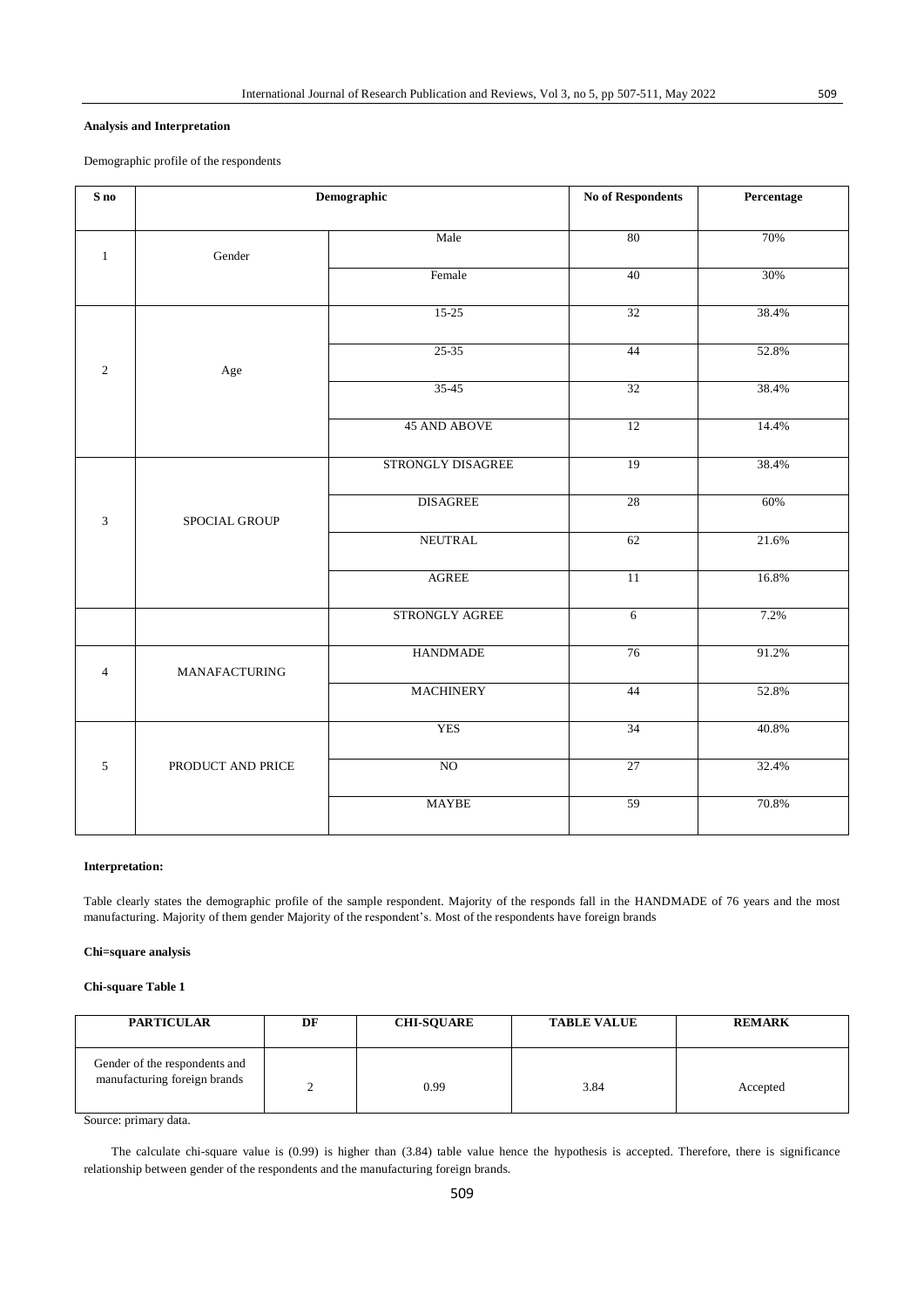**Analysis and Interpretation**

Demographic profile of the respondents

| S no | Demographic | | No of Respondents | Percentage |
|---|---|---|---|---|
| 1 | Gender | Male | 80 | 70% |
| | | Female | 40 | 30% |
| 2 | Age | 15-25 | 32 | 38.4% |
| | | 25-35 | 44 | 52.8% |
| | | 35-45 | 32 | 38.4% |
| | | 45 AND ABOVE | 12 | 14.4% |
| 3 | SPOCIAL GROUP | STRONGLY DISAGREE | 19 | 38.4% |
| | | DISAGREE | 28 | 60% |
| | | NEUTRAL | 62 | 21.6% |
| | | AGREE | 11 | 16.8% |
| | | STRONGLY AGREE | 6 | 7.2% |
| 4 | MANAFACTURING | HANDMADE | 76 | 91.2% |
| | | MACHINERY | 44 | 52.8% |
| 5 | PRODUCT AND PRICE | YES | 34 | 40.8% |
| | | NO | 27 | 32.4% |
| | | MAYBE | 59 | 70.8% |

**Interpretation:**

Table clearly states the demographic profile of the sample respondent. Majority of the responds fall in the HANDMADE of 76 years and the most manufacturing. Majority of them gender Majority of the respondent's. Most of the respondents have foreign brands

**Chi=square analysis**

**Chi-square Table 1**

| PARTICULAR | DF | CHI-SQUARE | TABLE VALUE | REMARK |
|---|---|---|---|---|
| Gender of the respondents and manufacturing foreign brands | 2 | 0.99 | 3.84 | Accepted |

Source: primary data.

The calculate chi-square value is (0.99) is higher than (3.84) table value hence the hypothesis is accepted. Therefore, there is significance relationship between gender of the respondents and the manufacturing foreign brands.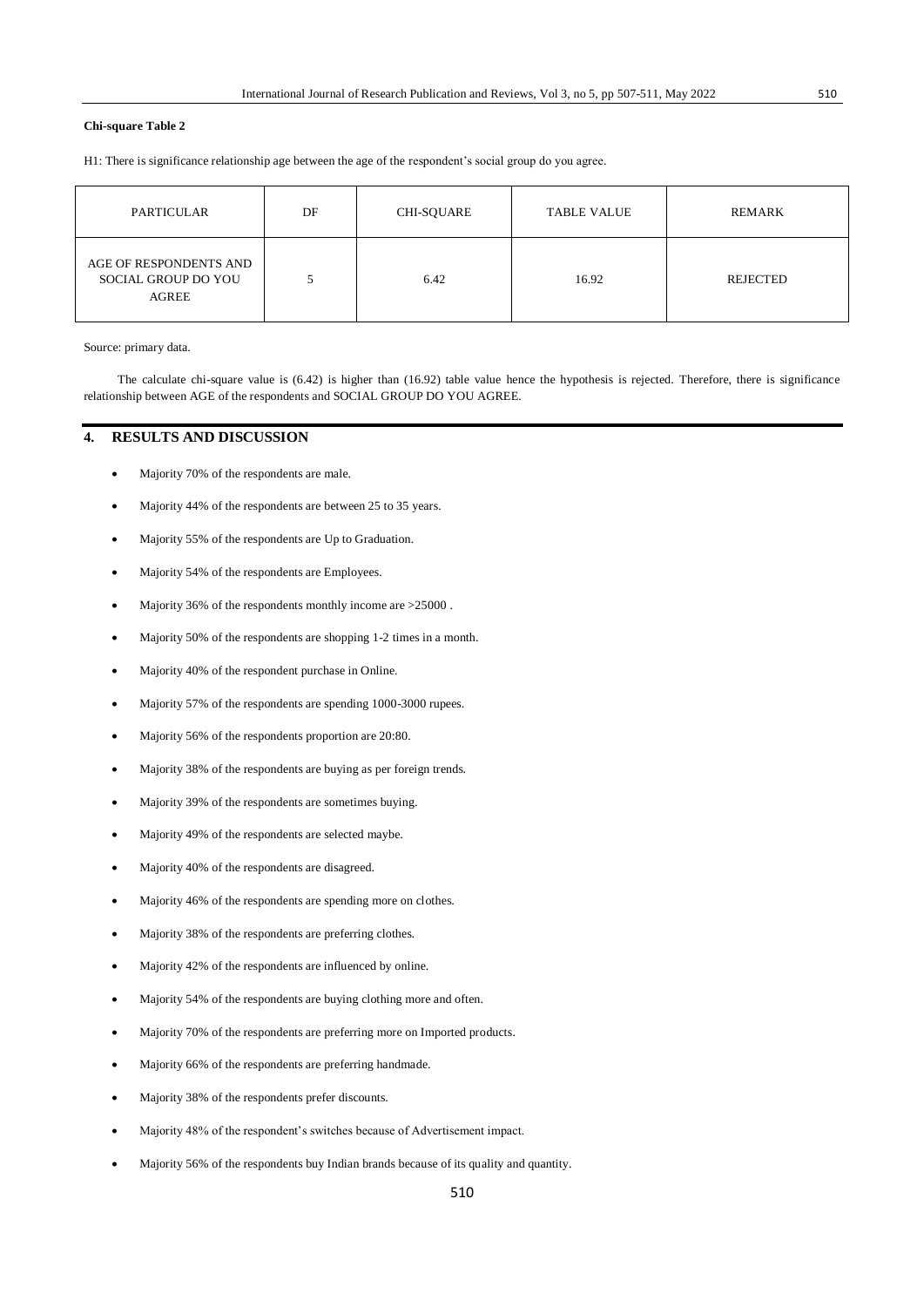**Chi-square Table 2**

H1: There is significance relationship age between the age of the respondent's social group do you agree.

| PARTICULAR | DF | CHI-SQUARE | TABLE VALUE | REMARK |
|---|---|---|---|---|
| AGE OF RESPONDENTS AND SOCIAL GROUP DO YOU AGREE | 5 | 6.42 | 16.92 | REJECTED |

Source: primary data.

The calculate chi-square value is (6.42) is higher than (16.92) table value hence the hypothesis is rejected. Therefore, there is significance relationship between AGE of the respondents and SOCIAL GROUP DO YOU AGREE.

## 4. RESULTS AND DISCUSSION

- Majority 70% of the respondents are male.
- Majority 44% of the respondents are between 25 to 35 years.
- Majority 55% of the respondents are Up to Graduation.
- Majority 54% of the respondents are Employees.
- Majority 36% of the respondents monthly income are >25000 .
- Majority 50% of the respondents are shopping 1-2 times in a month.
- Majority 40% of the respondent purchase in Online.
- Majority 57% of the respondents are spending 1000-3000 rupees.
- Majority 56% of the respondents proportion are 20:80.
- Majority 38% of the respondents are buying as per foreign trends.
- Majority 39% of the respondents are sometimes buying.
- Majority 49% of the respondents are selected maybe.
- Majority 40% of the respondents are disagreed.
- Majority 46% of the respondents are spending more on clothes.
- Majority 38% of the respondents are preferring clothes.
- Majority 42% of the respondents are influenced by online.
- Majority 54% of the respondents are buying clothing more and often.
- Majority 70% of the respondents are preferring more on Imported products.
- Majority 66% of the respondents are preferring handmade.
- Majority 38% of the respondents prefer discounts.
- Majority 48% of the respondent's switches because of Advertisement impact.
- Majority 56% of the respondents buy Indian brands because of its quality and quantity.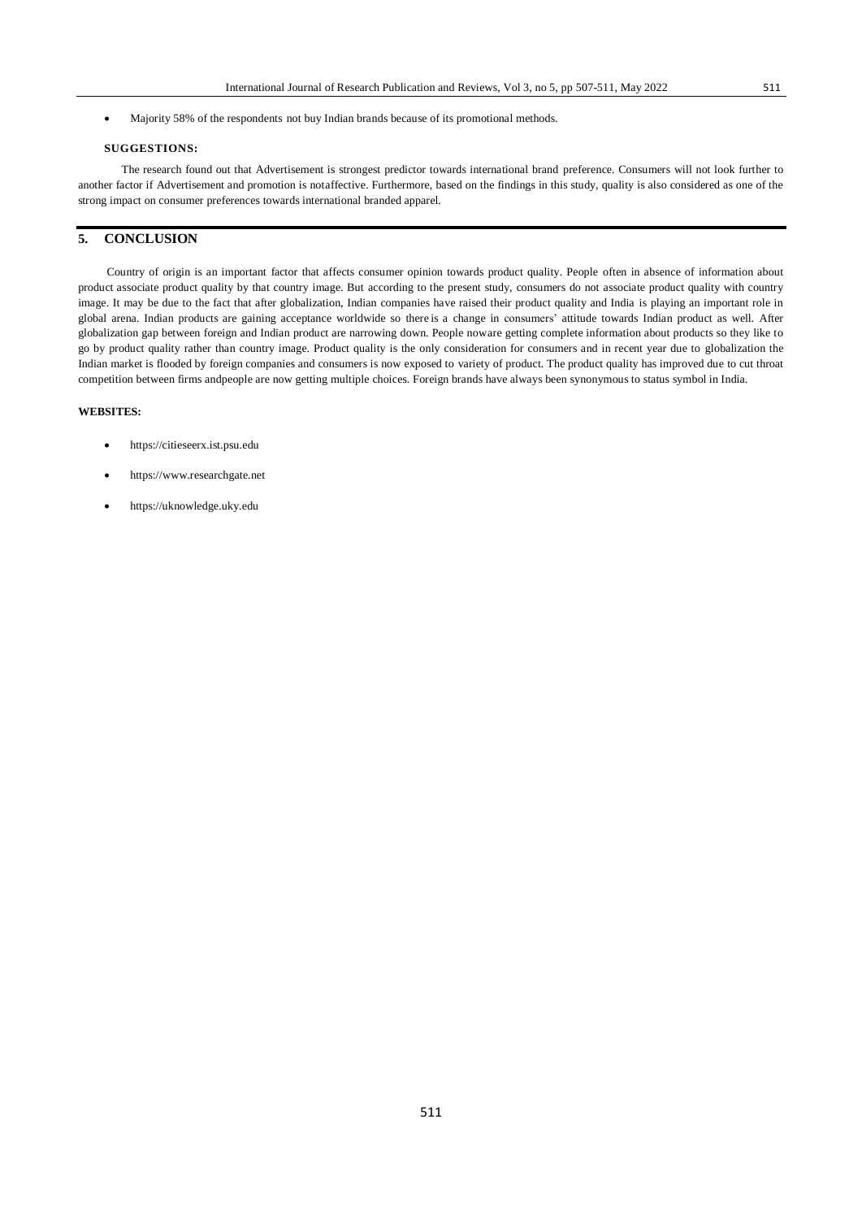- Majority 58% of the respondents not buy Indian brands because of its promotional methods.

**SUGGESTIONS:**

The research found out that Advertisement is strongest predictor towards international brand preference. Consumers will not look further to another factor if Advertisement and promotion is notaffective. Furthermore, based on the findings in this study, quality is also considered as one of the strong impact on consumer preferences towards international branded apparel.

## 5. CONCLUSION

Country of origin is an important factor that affects consumer opinion towards product quality. People often in absence of information about product associate product quality by that country image. But according to the present study, consumers do not associate product quality with country image. It may be due to the fact that after globalization, Indian companies have raised their product quality and India is playing an important role in global arena. Indian products are gaining acceptance worldwide so there is a change in consumers' attitude towards Indian product as well. After globalization gap between foreign and Indian product are narrowing down. People noware getting complete information about products so they like to go by product quality rather than country image. Product quality is the only consideration for consumers and in recent year due to globalization the Indian market is flooded by foreign companies and consumers is now exposed to variety of product. The product quality has improved due to cut throat competition between firms andpeople are now getting multiple choices. Foreign brands have always been synonymous to status symbol in India.

**WEBSITES:**

- https://citieseerx.ist.psu.edu
- https://www.researchgate.net
- https://uknowledge.uky.edu